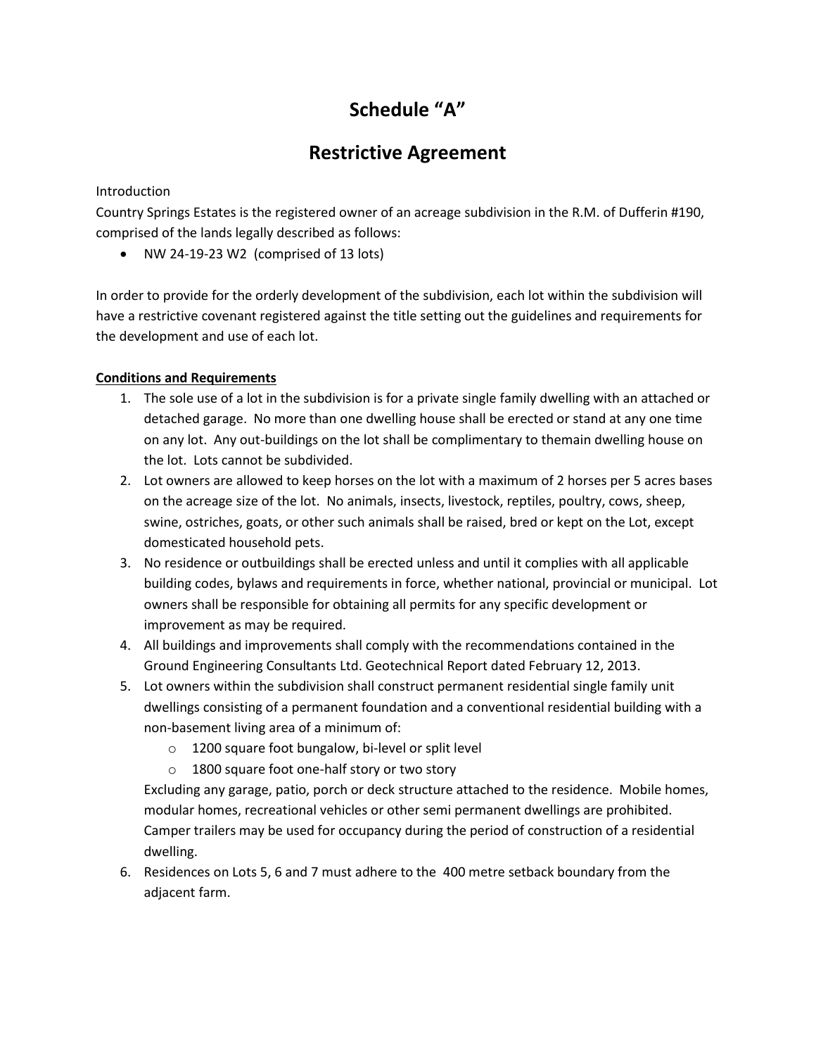# Schedule "A"

# Restrictive Agreement

Introduction

Country Springs Estates is the registered owner of an acreage subdivision in the R.M. of Dufferin #190, comprised of the lands legally described as follows:

- NW 24-19-23 W2 (comprised of 13 lots)

In order to provide for the orderly development of the subdivision, each lot within the subdivision will have a restrictive covenant registered against the title setting out the guidelines and requirements for the development and use of each lot.

**Conditions and Requirements**

1. The sole use of a lot in the subdivision is for a private single family dwelling with an attached or detached garage. No more than one dwelling house shall be erected or stand at any one time on any lot. Any out-buildings on the lot shall be complimentary to themain dwelling house on the lot. Lots cannot be subdivided.
2. Lot owners are allowed to keep horses on the lot with a maximum of 2 horses per 5 acres bases on the acreage size of the lot. No animals, insects, livestock, reptiles, poultry, cows, sheep, swine, ostriches, goats, or other such animals shall be raised, bred or kept on the Lot, except domesticated household pets.
3. No residence or outbuildings shall be erected unless and until it complies with all applicable building codes, bylaws and requirements in force, whether national, provincial or municipal. Lot owners shall be responsible for obtaining all permits for any specific development or improvement as may be required.
4. All buildings and improvements shall comply with the recommendations contained in the Ground Engineering Consultants Ltd. Geotechnical Report dated February 12, 2013.
5. Lot owners within the subdivision shall construct permanent residential single family unit dwellings consisting of a permanent foundation and a conventional residential building with a non-basement living area of a minimum of:
   - 1200 square foot bungalow, bi-level or split level
   - 1800 square foot one-half story or two story

   Excluding any garage, patio, porch or deck structure attached to the residence. Mobile homes, modular homes, recreational vehicles or other semi permanent dwellings are prohibited. Camper trailers may be used for occupancy during the period of construction of a residential dwelling.
6. Residences on Lots 5, 6 and 7 must adhere to the 400 metre setback boundary from the adjacent farm.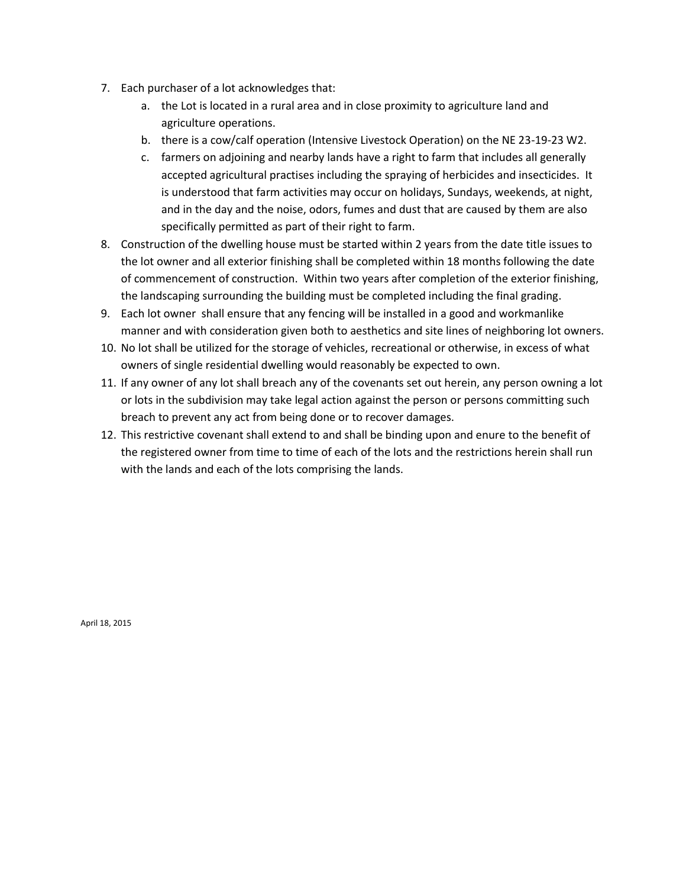7. Each purchaser of a lot acknowledges that:
   a. the Lot is located in a rural area and in close proximity to agriculture land and agriculture operations.
   b. there is a cow/calf operation (Intensive Livestock Operation) on the NE 23-19-23 W2.
   c. farmers on adjoining and nearby lands have a right to farm that includes all generally accepted agricultural practises including the spraying of herbicides and insecticides. It is understood that farm activities may occur on holidays, Sundays, weekends, at night, and in the day and the noise, odors, fumes and dust that are caused by them are also specifically permitted as part of their right to farm.
8. Construction of the dwelling house must be started within 2 years from the date title issues to the lot owner and all exterior finishing shall be completed within 18 months following the date of commencement of construction. Within two years after completion of the exterior finishing, the landscaping surrounding the building must be completed including the final grading.
9. Each lot owner shall ensure that any fencing will be installed in a good and workmanlike manner and with consideration given both to aesthetics and site lines of neighboring lot owners.
10. No lot shall be utilized for the storage of vehicles, recreational or otherwise, in excess of what owners of single residential dwelling would reasonably be expected to own.
11. If any owner of any lot shall breach any of the covenants set out herein, any person owning a lot or lots in the subdivision may take legal action against the person or persons committing such breach to prevent any act from being done or to recover damages.
12. This restrictive covenant shall extend to and shall be binding upon and enure to the benefit of the registered owner from time to time of each of the lots and the restrictions herein shall run with the lands and each of the lots comprising the lands.

April 18, 2015